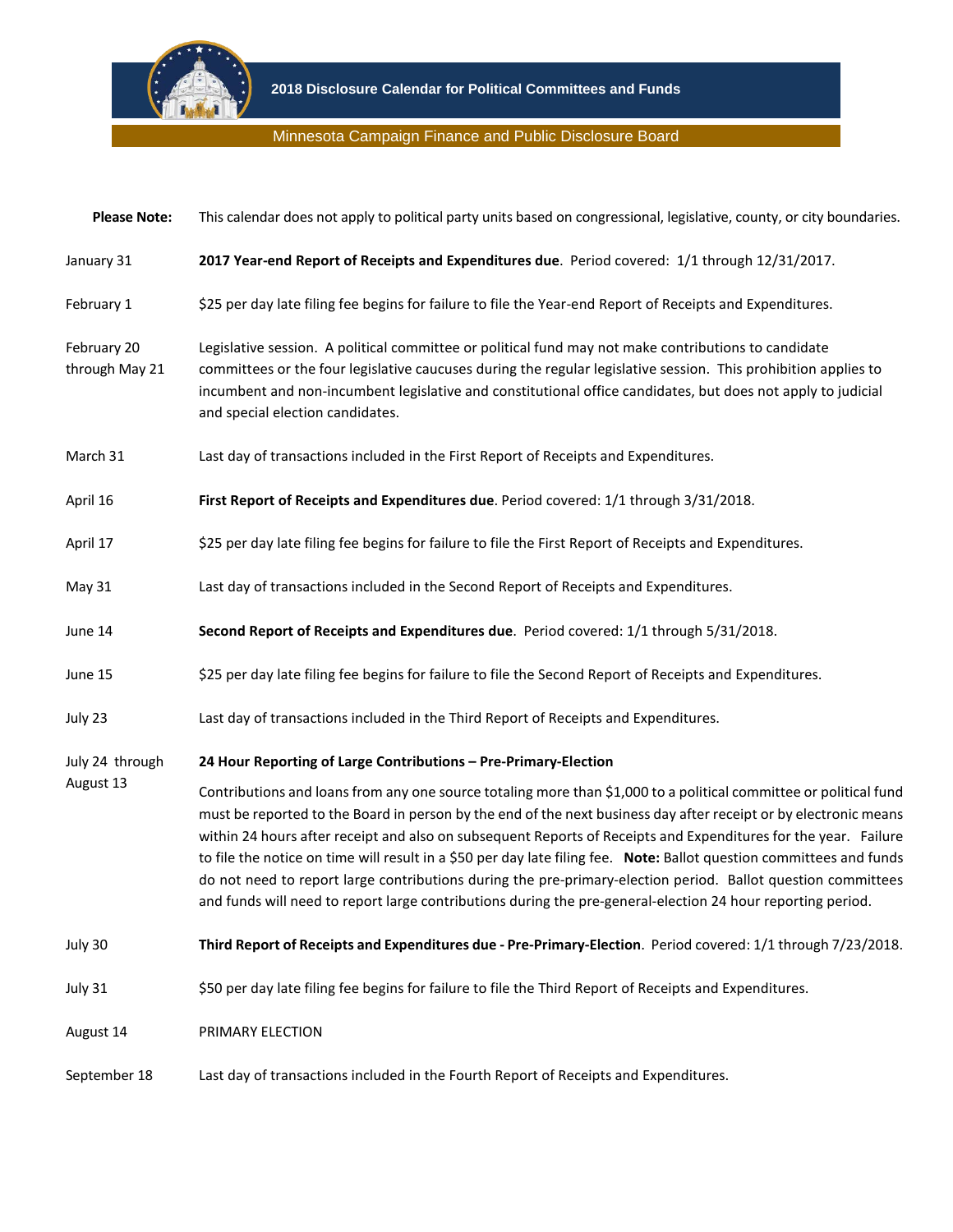# 2018 Disclosure Calendar for Political Committees and Funds

## Minnesota Campaign Finance and Public Disclosure Board

**Please Note:** This calendar does not apply to political party units based on congressional, legislative, county, or city boundaries.

January 31 — **2017 Year-end Report of Receipts and Expenditures due**. Period covered: 1/1 through 12/31/2017.

February 1 — $25 per day late filing fee begins for failure to file the Year-end Report of Receipts and Expenditures.

February 20 through May 21 — Legislative session. A political committee or political fund may not make contributions to candidate committees or the four legislative caucuses during the regular legislative session. This prohibition applies to incumbent and non-incumbent legislative and constitutional office candidates, but does not apply to judicial and special election candidates.

March 31 — Last day of transactions included in the First Report of Receipts and Expenditures.

April 16 — **First Report of Receipts and Expenditures due**. Period covered: 1/1 through 3/31/2018.

April 17 — $25 per day late filing fee begins for failure to file the First Report of Receipts and Expenditures.

May 31 — Last day of transactions included in the Second Report of Receipts and Expenditures.

June 14 — **Second Report of Receipts and Expenditures due**. Period covered: 1/1 through 5/31/2018.

June 15 — $25 per day late filing fee begins for failure to file the Second Report of Receipts and Expenditures.

July 23 — Last day of transactions included in the Third Report of Receipts and Expenditures.

July 24 through August 13 — **24 Hour Reporting of Large Contributions – Pre-Primary-Election**

Contributions and loans from any one source totaling more than $1,000 to a political committee or political fund must be reported to the Board in person by the end of the next business day after receipt or by electronic means within 24 hours after receipt and also on subsequent Reports of Receipts and Expenditures for the year. Failure to file the notice on time will result in a $50 per day late filing fee. **Note:** Ballot question committees and funds do not need to report large contributions during the pre-primary-election period. Ballot question committees and funds will need to report large contributions during the pre-general-election 24 hour reporting period.

July 30 — **Third Report of Receipts and Expenditures due - Pre-Primary-Election**. Period covered: 1/1 through 7/23/2018.

July 31 — $50 per day late filing fee begins for failure to file the Third Report of Receipts and Expenditures.

August 14 — PRIMARY ELECTION

September 18 — Last day of transactions included in the Fourth Report of Receipts and Expenditures.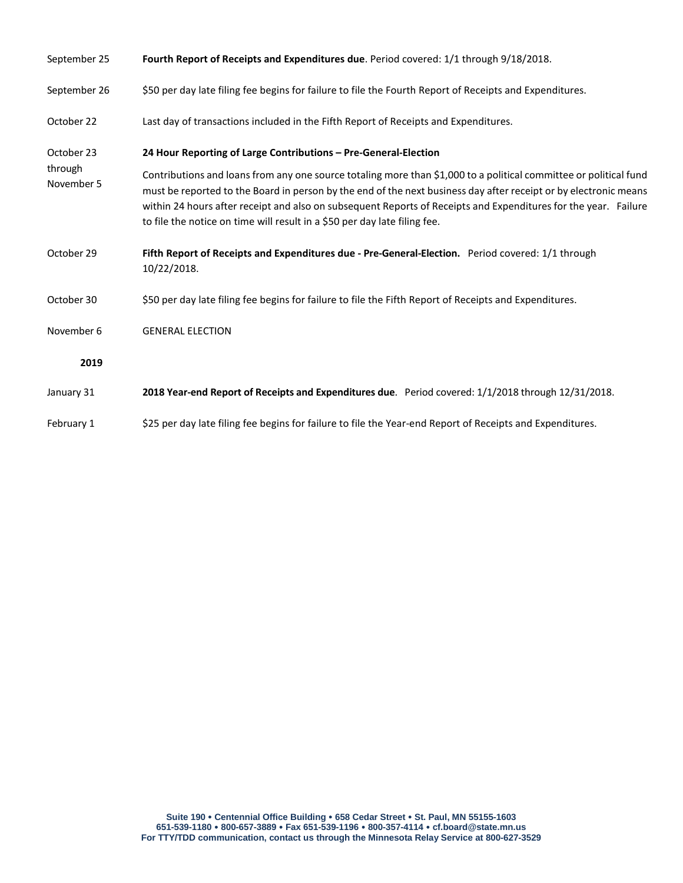| | |
|---|---|
| September 25 | **Fourth Report of Receipts and Expenditures due**. Period covered: 1/1 through 9/18/2018. |
| September 26 | $50 per day late filing fee begins for failure to file the Fourth Report of Receipts and Expenditures. |
| October 22 | Last day of transactions included in the Fifth Report of Receipts and Expenditures. |
| October 23 through November 5 | **24 Hour Reporting of Large Contributions – Pre-General-Election** Contributions and loans from any one source totaling more than $1,000 to a political committee or political fund must be reported to the Board in person by the end of the next business day after receipt or by electronic means within 24 hours after receipt and also on subsequent Reports of Receipts and Expenditures for the year. Failure to file the notice on time will result in a $50 per day late filing fee. |
| October 29 | **Fifth Report of Receipts and Expenditures due - Pre-General-Election.** Period covered: 1/1 through 10/22/2018. |
| October 30 | $50 per day late filing fee begins for failure to file the Fifth Report of Receipts and Expenditures. |
| November 6 | GENERAL ELECTION |
| **2019** | |
| January 31 | **2018 Year-end Report of Receipts and Expenditures due**. Period covered: 1/1/2018 through 12/31/2018. |
| February 1 | $25 per day late filing fee begins for failure to file the Year-end Report of Receipts and Expenditures. |

**Suite 190 • Centennial Office Building • 658 Cedar Street • St. Paul, MN 55155-1603**
**651-539-1180 • 800-657-3889 • Fax 651-539-1196 • 800-357-4114 • cf.board@state.mn.us**
**For TTY/TDD communication, contact us through the Minnesota Relay Service at 800-627-3529**